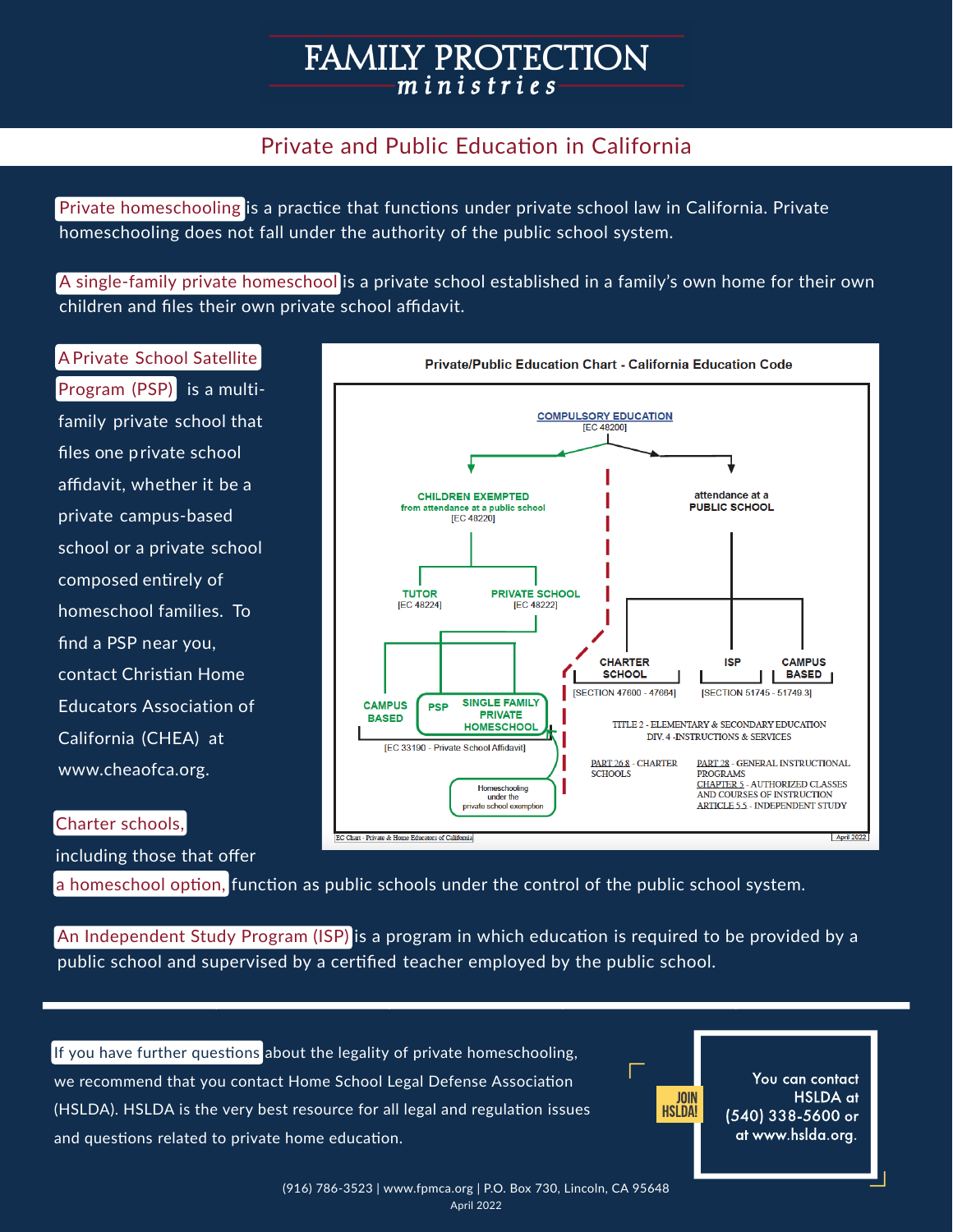# FAMILY PROTECTION *ministries*

## Private and Public Education in California

**Private homeschooling** is a practice that functions under private school law in California. Private homeschooling does not fall under the authority of the public school system.

**A single-family private homeschool** is a private school established in a family's own home for their own children and files their own private school affidavit.

**A Private School Satellite Program (PSP)** is a multi-family private school that files one private school affidavit, whether it be a private campus-based school or a private school composed entirely of homeschool families. To find a PSP near you, contact Christian Home Educators Association of California (CHEA) at www.cheaofca.org.

**Private/Public Education Chart - California Education Code**

COMPULSORY EDUCATION [EC 48200]

- CHILDREN EXEMPTED from attendance at a public school [EC 48220]
  - TUTOR [EC 48224]
  - PRIVATE SCHOOL [EC 48222]
    - CAMPUS BASED
    - PSP
    - SINGLE FAMILY PRIVATE HOMESCHOOL
    - [EC 33190 - Private School Affidavit]
    - Homeschooling under the private school exemption
- attendance at a PUBLIC SCHOOL
  - CHARTER SCHOOL [SECTION 47600 - 47684]
  - ISP
  - CAMPUS BASED
  - [SECTION 51745 - 51749.3]

TITLE 2 - ELEMENTARY & SECONDARY EDUCATION
DIV. 4 -INSTRUCTIONS & SERVICES

PART 26.8 - CHARTER SCHOOLS

PART 28 - GENERAL INSTRUCTIONAL PROGRAMS
CHAPTER 5 - AUTHORIZED CLASSES AND COURSES OF INSTRUCTION
ARTICLE 5.5 - INDEPENDENT STUDY

EC Chart - Private & Home Educators of California | April 2022

**Charter schools,** including those that offer **a homeschool option,** function as public schools under the control of the public school system.

**An Independent Study Program (ISP)** is a program in which education is required to be provided by a public school and supervised by a certified teacher employed by the public school.

---

**If you have further questions** about the legality of private homeschooling, we recommend that you contact Home School Legal Defense Association (HSLDA). HSLDA is the very best resource for all legal and regulation issues and questions related to private home education.

JOIN HSLDA!

You can contact HSLDA at (540) 338-5600 or at www.hslda.org.

(916) 786-3523 | www.fpmca.org | P.O. Box 730, Lincoln, CA 95648
April 2022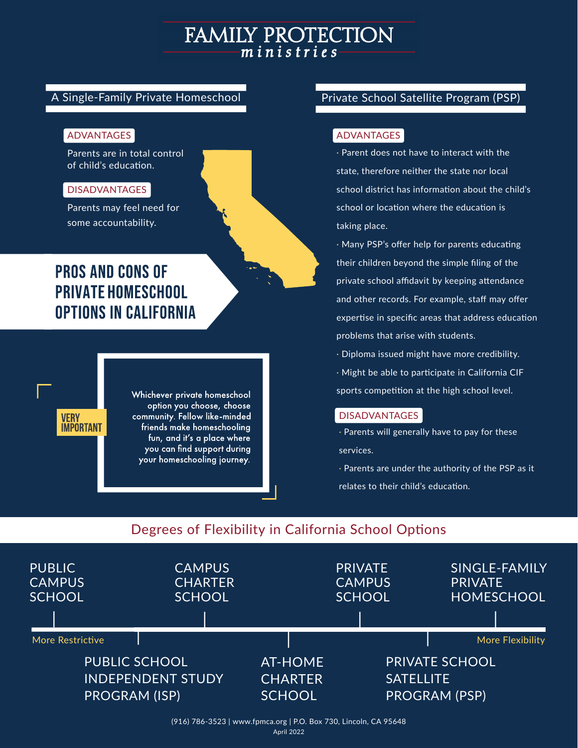# FAMILY PROTECTION *ministries*

## PROS AND CONS OF PRIVATE HOMESCHOOL OPTIONS IN CALIFORNIA

### A Single-Family Private Homeschool

**ADVANTAGES**

Parents are in total control of child's education.

**DISADVANTAGES**

Parents may feel need for some accountability.

### Private School Satellite Program (PSP)

**ADVANTAGES**

- Parent does not have to interact with the state, therefore neither the state nor local school district has information about the child's school or location where the education is taking place.
- Many PSP's offer help for parents educating their children beyond the simple filing of the private school affidavit by keeping attendance and other records. For example, staff may offer expertise in specific areas that address education problems that arise with students.
- Diploma issued might have more credibility.
- Might be able to participate in California CIF sports competition at the high school level.

**DISADVANTAGES**

- Parents will generally have to pay for these services.
- Parents are under the authority of the PSP as it relates to their child's education.

**VERY IMPORTANT**

Whichever private homeschool option you choose, choose community. Fellow like-minded friends make homeschooling fun, and it's a place where you can find support during your homeschooling journey.

## Degrees of Flexibility in California School Options

More Restrictive → More Flexibility

1. PUBLIC CAMPUS SCHOOL
2. PUBLIC SCHOOL INDEPENDENT STUDY PROGRAM (ISP)
3. CAMPUS CHARTER SCHOOL
4. AT-HOME CHARTER SCHOOL
5. PRIVATE CAMPUS SCHOOL
6. PRIVATE SCHOOL SATELLITE PROGRAM (PSP)
7. SINGLE-FAMILY PRIVATE HOMESCHOOL

(916) 786-3523 | www.fpmca.org | P.O. Box 730, Lincoln, CA 95648

April 2022